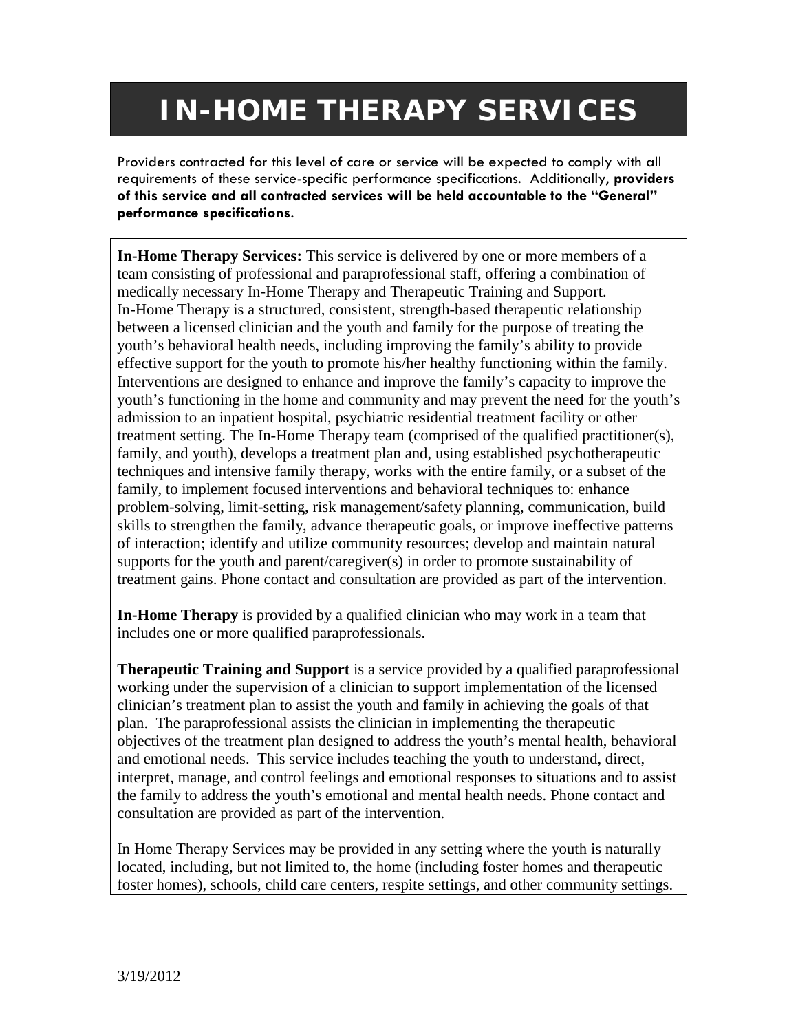# IN-HOME THERAPY SERVICES

Providers contracted for this level of care or service will be expected to comply with all requirements of these service-specific performance specifications. Additionally, **providers of this service and all contracted services will be held accountable to the "General" performance specifications.**

**In-Home Therapy Services:** This service is delivered by one or more members of a team consisting of professional and paraprofessional staff, offering a combination of medically necessary In-Home Therapy and Therapeutic Training and Support. In-Home Therapy is a structured, consistent, strength-based therapeutic relationship between a licensed clinician and the youth and family for the purpose of treating the youth's behavioral health needs, including improving the family's ability to provide effective support for the youth to promote his/her healthy functioning within the family. Interventions are designed to enhance and improve the family's capacity to improve the youth's functioning in the home and community and may prevent the need for the youth's admission to an inpatient hospital, psychiatric residential treatment facility or other treatment setting. The In-Home Therapy team (comprised of the qualified practitioner(s), family, and youth), develops a treatment plan and, using established psychotherapeutic techniques and intensive family therapy, works with the entire family, or a subset of the family, to implement focused interventions and behavioral techniques to: enhance problem-solving, limit-setting, risk management/safety planning, communication, build skills to strengthen the family, advance therapeutic goals, or improve ineffective patterns of interaction; identify and utilize community resources; develop and maintain natural supports for the youth and parent/caregiver(s) in order to promote sustainability of treatment gains. Phone contact and consultation are provided as part of the intervention.

**In-Home Therapy** is provided by a qualified clinician who may work in a team that includes one or more qualified paraprofessionals.

**Therapeutic Training and Support** is a service provided by a qualified paraprofessional working under the supervision of a clinician to support implementation of the licensed clinician's treatment plan to assist the youth and family in achieving the goals of that plan. The paraprofessional assists the clinician in implementing the therapeutic objectives of the treatment plan designed to address the youth's mental health, behavioral and emotional needs. This service includes teaching the youth to understand, direct, interpret, manage, and control feelings and emotional responses to situations and to assist the family to address the youth's emotional and mental health needs. Phone contact and consultation are provided as part of the intervention.

In Home Therapy Services may be provided in any setting where the youth is naturally located, including, but not limited to, the home (including foster homes and therapeutic foster homes), schools, child care centers, respite settings, and other community settings.

3/19/2012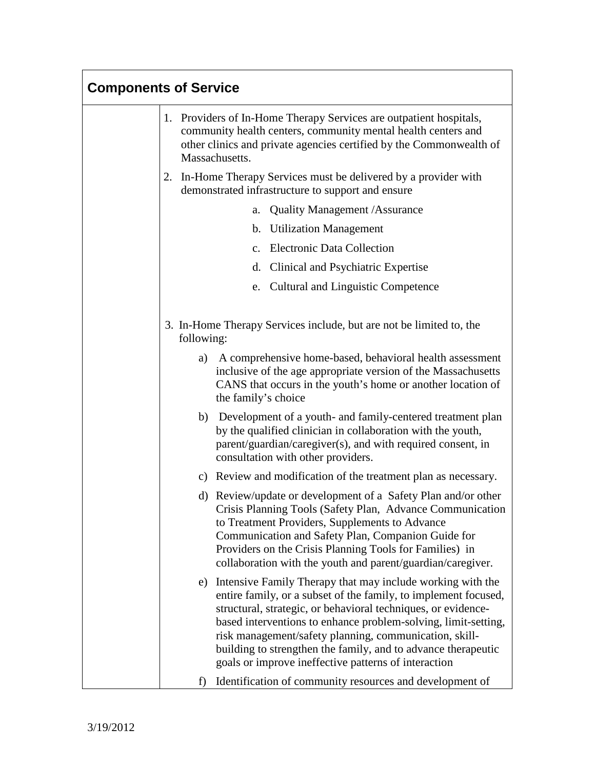## Components of Service

1. Providers of In-Home Therapy Services are outpatient hospitals, community health centers, community mental health centers and other clinics and private agencies certified by the Commonwealth of Massachusetts.
2. In-Home Therapy Services must be delivered by a provider with demonstrated infrastructure to support and ensure
    a. Quality Management /Assurance
    b. Utilization Management
    c. Electronic Data Collection
    d. Clinical and Psychiatric Expertise
    e. Cultural and Linguistic Competence
3. In-Home Therapy Services include, but are not be limited to, the following:
    a) A comprehensive home-based, behavioral health assessment inclusive of the age appropriate version of the Massachusetts CANS that occurs in the youth's home or another location of the family's choice
    b) Development of a youth- and family-centered treatment plan by the qualified clinician in collaboration with the youth, parent/guardian/caregiver(s), and with required consent, in consultation with other providers.
    c) Review and modification of the treatment plan as necessary.
    d) Review/update or development of a Safety Plan and/or other Crisis Planning Tools (Safety Plan, Advance Communication to Treatment Providers, Supplements to Advance Communication and Safety Plan, Companion Guide for Providers on the Crisis Planning Tools for Families) in collaboration with the youth and parent/guardian/caregiver.
    e) Intensive Family Therapy that may include working with the entire family, or a subset of the family, to implement focused, structural, strategic, or behavioral techniques, or evidence-based interventions to enhance problem-solving, limit-setting, risk management/safety planning, communication, skill-building to strengthen the family, and to advance therapeutic goals or improve ineffective patterns of interaction
    f) Identification of community resources and development of

3/19/2012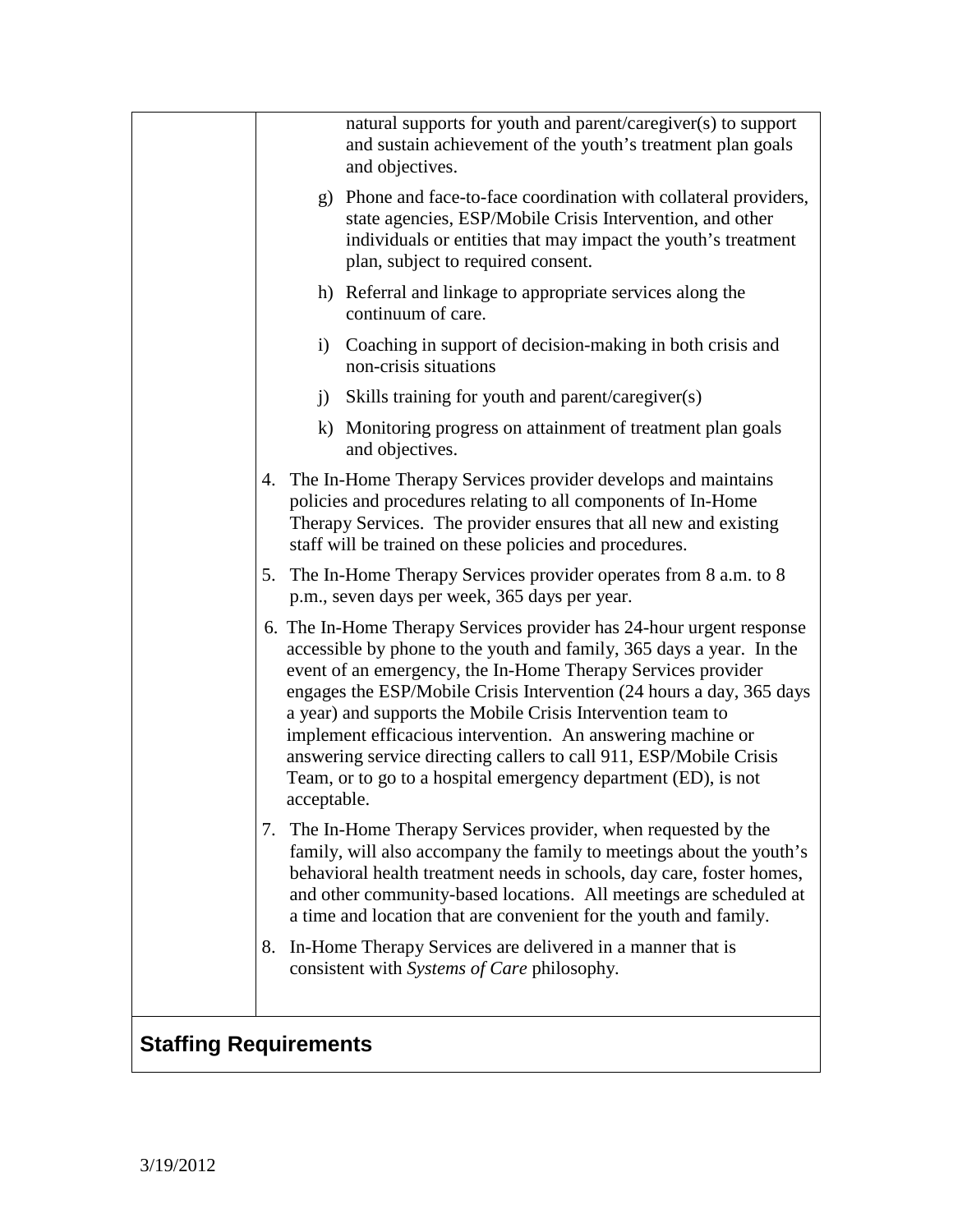| | natural supports for youth and parent/caregiver(s) to support and sustain achievement of the youth's treatment plan goals and objectives.<br><br>g) Phone and face-to-face coordination with collateral providers, state agencies, ESP/Mobile Crisis Intervention, and other individuals or entities that may impact the youth's treatment plan, subject to required consent.<br><br>h) Referral and linkage to appropriate services along the continuum of care.<br><br>i) Coaching in support of decision-making in both crisis and non-crisis situations<br><br>j) Skills training for youth and parent/caregiver(s)<br><br>k) Monitoring progress on attainment of treatment plan goals and objectives.<br><br>4. The In-Home Therapy Services provider develops and maintains policies and procedures relating to all components of In-Home Therapy Services. The provider ensures that all new and existing staff will be trained on these policies and procedures.<br><br>5. The In-Home Therapy Services provider operates from 8 a.m. to 8 p.m., seven days per week, 365 days per year.<br><br>6. The In-Home Therapy Services provider has 24-hour urgent response accessible by phone to the youth and family, 365 days a year. In the event of an emergency, the In-Home Therapy Services provider engages the ESP/Mobile Crisis Intervention (24 hours a day, 365 days a year) and supports the Mobile Crisis Intervention team to implement efficacious intervention. An answering machine or answering service directing callers to call 911, ESP/Mobile Crisis Team, or to go to a hospital emergency department (ED), is not acceptable.<br><br>7. The In-Home Therapy Services provider, when requested by the family, will also accompany the family to meetings about the youth's behavioral health treatment needs in schools, day care, foster homes, and other community-based locations. All meetings are scheduled at a time and location that are convenient for the youth and family.<br><br>8. In-Home Therapy Services are delivered in a manner that is consistent with *Systems of Care* philosophy. |
|---|---|

## Staffing Requirements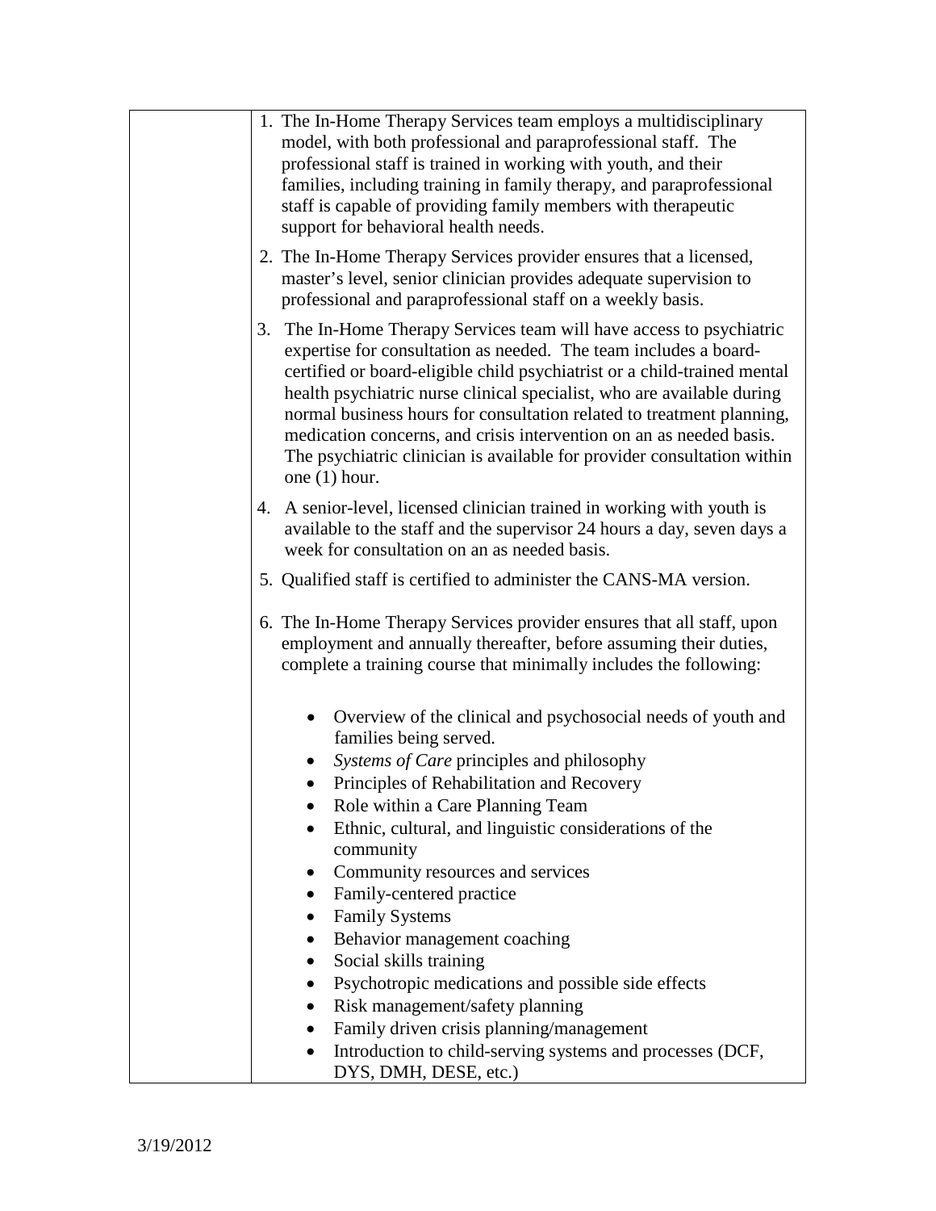| | 1. The In-Home Therapy Services team employs a multidisciplinary model, with both professional and paraprofessional staff. The professional staff is trained in working with youth, and their families, including training in family therapy, and paraprofessional staff is capable of providing family members with therapeutic support for behavioral health needs.<br><br>2. The In-Home Therapy Services provider ensures that a licensed, master's level, senior clinician provides adequate supervision to professional and paraprofessional staff on a weekly basis.<br><br>3. The In-Home Therapy Services team will have access to psychiatric expertise for consultation as needed. The team includes a board-certified or board-eligible child psychiatrist or a child-trained mental health psychiatric nurse clinical specialist, who are available during normal business hours for consultation related to treatment planning, medication concerns, and crisis intervention on an as needed basis. The psychiatric clinician is available for provider consultation within one (1) hour.<br><br>4. A senior-level, licensed clinician trained in working with youth is available to the staff and the supervisor 24 hours a day, seven days a week for consultation on an as needed basis.<br><br>5. Qualified staff is certified to administer the CANS-MA version.<br><br>6. The In-Home Therapy Services provider ensures that all staff, upon employment and annually thereafter, before assuming their duties, complete a training course that minimally includes the following:<br><br>• Overview of the clinical and psychosocial needs of youth and families being served.<br>• *Systems of Care* principles and philosophy<br>• Principles of Rehabilitation and Recovery<br>• Role within a Care Planning Team<br>• Ethnic, cultural, and linguistic considerations of the community<br>• Community resources and services<br>• Family-centered practice<br>• Family Systems<br>• Behavior management coaching<br>• Social skills training<br>• Psychotropic medications and possible side effects<br>• Risk management/safety planning<br>• Family driven crisis planning/management<br>• Introduction to child-serving systems and processes (DCF, DYS, DMH, DESE, etc.) |
|---|---|

3/19/2012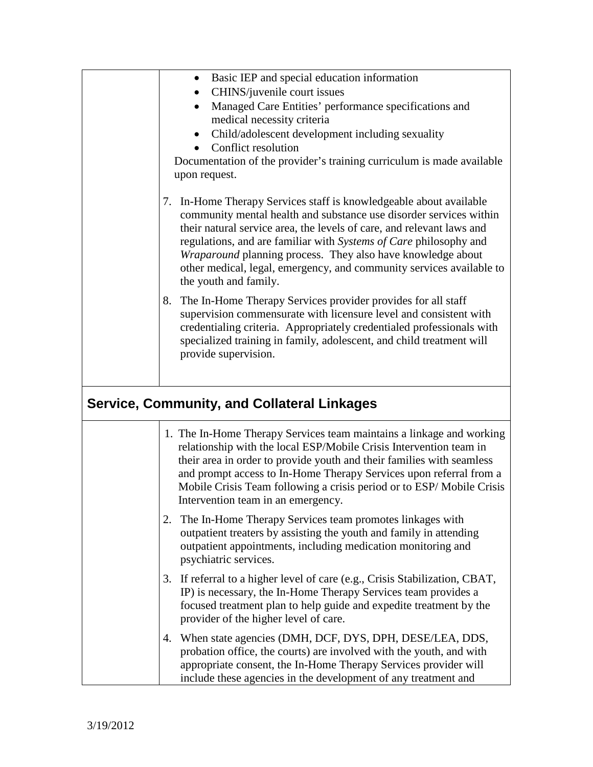- Basic IEP and special education information
- CHINS/juvenile court issues
- Managed Care Entities' performance specifications and medical necessity criteria
- Child/adolescent development including sexuality
- Conflict resolution

Documentation of the provider's training curriculum is made available upon request.

7. In-Home Therapy Services staff is knowledgeable about available community mental health and substance use disorder services within their natural service area, the levels of care, and relevant laws and regulations, and are familiar with *Systems of Care* philosophy and *Wraparound* planning process. They also have knowledge about other medical, legal, emergency, and community services available to the youth and family.
8. The In-Home Therapy Services provider provides for all staff supervision commensurate with licensure level and consistent with credentialing criteria. Appropriately credentialed professionals with specialized training in family, adolescent, and child treatment will provide supervision.

## Service, Community, and Collateral Linkages

1. The In-Home Therapy Services team maintains a linkage and working relationship with the local ESP/Mobile Crisis Intervention team in their area in order to provide youth and their families with seamless and prompt access to In-Home Therapy Services upon referral from a Mobile Crisis Team following a crisis period or to ESP/ Mobile Crisis Intervention team in an emergency.
2. The In-Home Therapy Services team promotes linkages with outpatient treaters by assisting the youth and family in attending outpatient appointments, including medication monitoring and psychiatric services.
3. If referral to a higher level of care (e.g., Crisis Stabilization, CBAT, IP) is necessary, the In-Home Therapy Services team provides a focused treatment plan to help guide and expedite treatment by the provider of the higher level of care.
4. When state agencies (DMH, DCF, DYS, DPH, DESE/LEA, DDS, probation office, the courts) are involved with the youth, and with appropriate consent, the In-Home Therapy Services provider will include these agencies in the development of any treatment and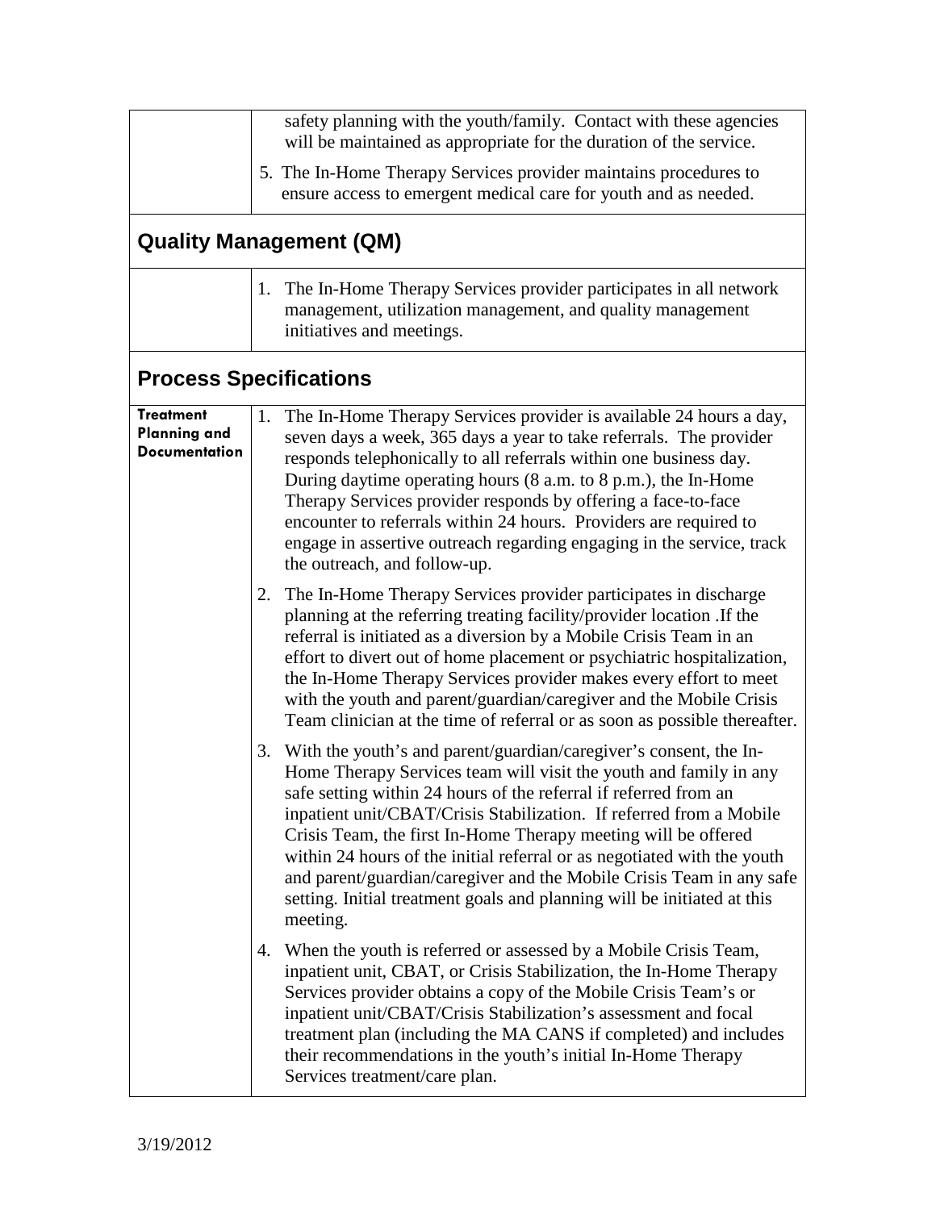| | |
|---|---|
| | safety planning with the youth/family. Contact with these agencies will be maintained as appropriate for the duration of the service.<br><br>5. The In-Home Therapy Services provider maintains procedures to ensure access to emergent medical care for youth and as needed. |

## Quality Management (QM)

| | |
|---|---|
| | 1. The In-Home Therapy Services provider participates in all network management, utilization management, and quality management initiatives and meetings. |

## Process Specifications

| | |
|---|---|
| **Treatment Planning and Documentation** | 1. The In-Home Therapy Services provider is available 24 hours a day, seven days a week, 365 days a year to take referrals. The provider responds telephonically to all referrals within one business day. During daytime operating hours (8 a.m. to 8 p.m.), the In-Home Therapy Services provider responds by offering a face-to-face encounter to referrals within 24 hours. Providers are required to engage in assertive outreach regarding engaging in the service, track the outreach, and follow-up.<br><br>2. The In-Home Therapy Services provider participates in discharge planning at the referring treating facility/provider location .If the referral is initiated as a diversion by a Mobile Crisis Team in an effort to divert out of home placement or psychiatric hospitalization, the In-Home Therapy Services provider makes every effort to meet with the youth and parent/guardian/caregiver and the Mobile Crisis Team clinician at the time of referral or as soon as possible thereafter.<br><br>3. With the youth's and parent/guardian/caregiver's consent, the In-Home Therapy Services team will visit the youth and family in any safe setting within 24 hours of the referral if referred from an inpatient unit/CBAT/Crisis Stabilization. If referred from a Mobile Crisis Team, the first In-Home Therapy meeting will be offered within 24 hours of the initial referral or as negotiated with the youth and parent/guardian/caregiver and the Mobile Crisis Team in any safe setting. Initial treatment goals and planning will be initiated at this meeting.<br><br>4. When the youth is referred or assessed by a Mobile Crisis Team, inpatient unit, CBAT, or Crisis Stabilization, the In-Home Therapy Services provider obtains a copy of the Mobile Crisis Team's or inpatient unit/CBAT/Crisis Stabilization's assessment and focal treatment plan (including the MA CANS if completed) and includes their recommendations in the youth's initial In-Home Therapy Services treatment/care plan. |

3/19/2012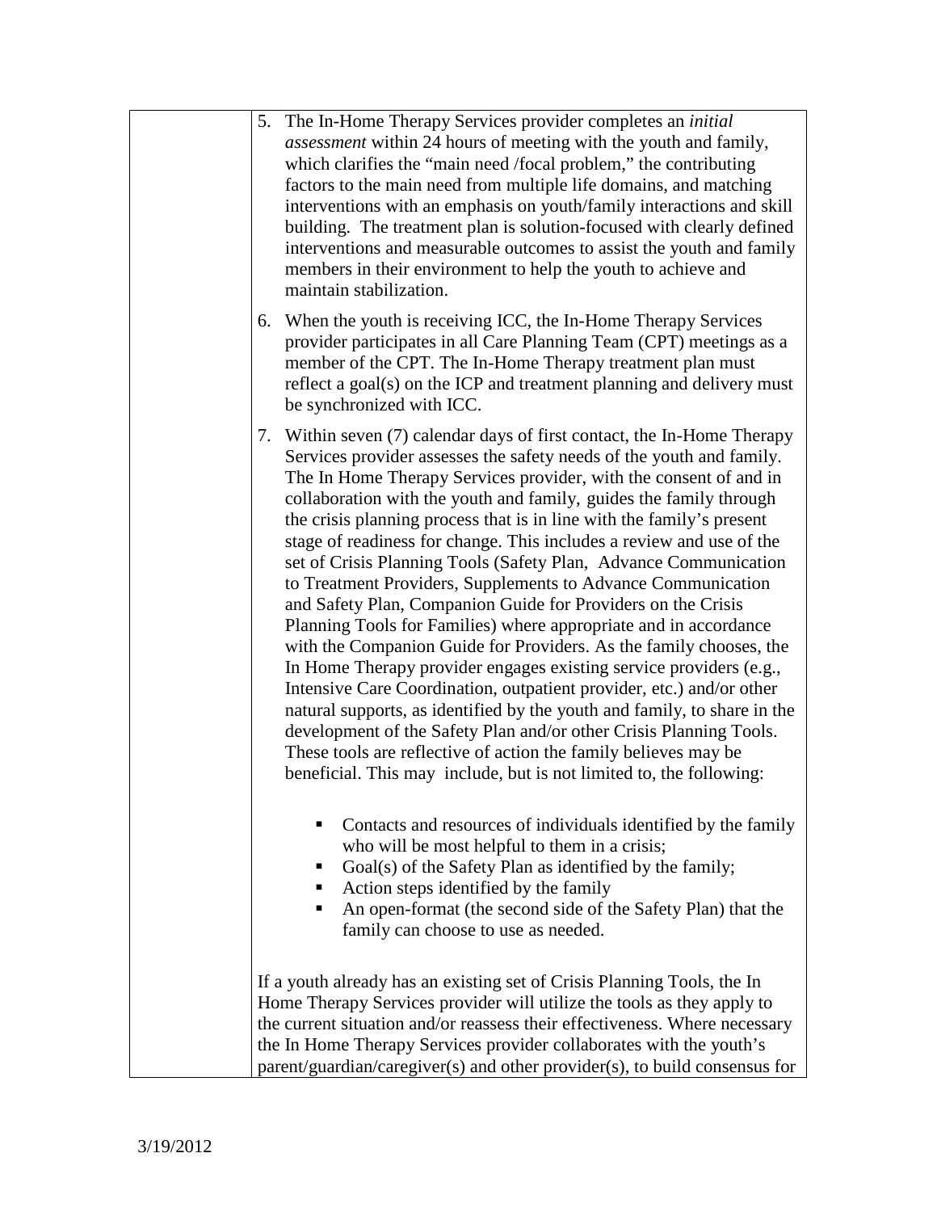| | |
|---|---|
| | 5. The In-Home Therapy Services provider completes an *initial assessment* within 24 hours of meeting with the youth and family, which clarifies the "main need /focal problem," the contributing factors to the main need from multiple life domains, and matching interventions with an emphasis on youth/family interactions and skill building. The treatment plan is solution-focused with clearly defined interventions and measurable outcomes to assist the youth and family members in their environment to help the youth to achieve and maintain stabilization.<br><br>6. When the youth is receiving ICC, the In-Home Therapy Services provider participates in all Care Planning Team (CPT) meetings as a member of the CPT. The In-Home Therapy treatment plan must reflect a goal(s) on the ICP and treatment planning and delivery must be synchronized with ICC.<br><br>7. Within seven (7) calendar days of first contact, the In-Home Therapy Services provider assesses the safety needs of the youth and family. The In Home Therapy Services provider, with the consent of and in collaboration with the youth and family, guides the family through the crisis planning process that is in line with the family's present stage of readiness for change. This includes a review and use of the set of Crisis Planning Tools (Safety Plan, Advance Communication to Treatment Providers, Supplements to Advance Communication and Safety Plan, Companion Guide for Providers on the Crisis Planning Tools for Families) where appropriate and in accordance with the Companion Guide for Providers. As the family chooses, the In Home Therapy provider engages existing service providers (e.g., Intensive Care Coordination, outpatient provider, etc.) and/or other natural supports, as identified by the youth and family, to share in the development of the Safety Plan and/or other Crisis Planning Tools. These tools are reflective of action the family believes may be beneficial. This may include, but is not limited to, the following:<br><br>▪ Contacts and resources of individuals identified by the family who will be most helpful to them in a crisis;<br>▪ Goal(s) of the Safety Plan as identified by the family;<br>▪ Action steps identified by the family<br>▪ An open-format (the second side of the Safety Plan) that the family can choose to use as needed.<br><br>If a youth already has an existing set of Crisis Planning Tools, the In Home Therapy Services provider will utilize the tools as they apply to the current situation and/or reassess their effectiveness. Where necessary the In Home Therapy Services provider collaborates with the youth's parent/guardian/caregiver(s) and other provider(s), to build consensus for |

3/19/2012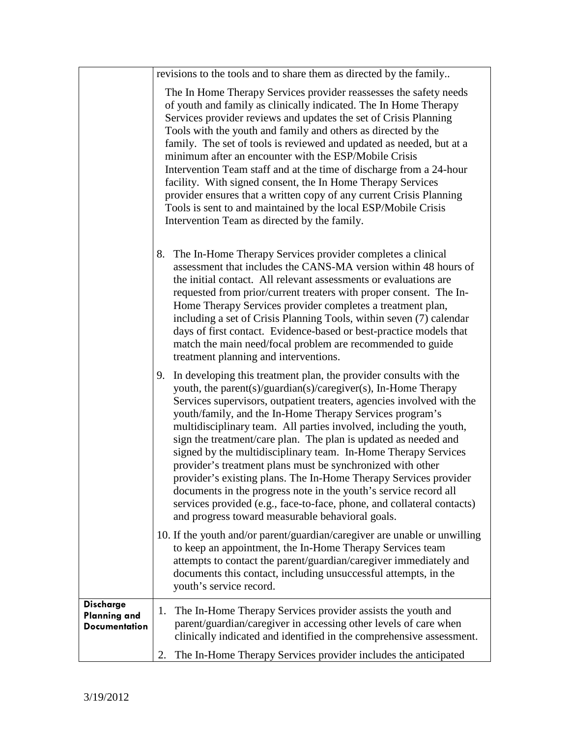| | |
|---|---|
| | revisions to the tools and to share them as directed by the family..<br><br>The In Home Therapy Services provider reassesses the safety needs of youth and family as clinically indicated. The In Home Therapy Services provider reviews and updates the set of Crisis Planning Tools with the youth and family and others as directed by the family. The set of tools is reviewed and updated as needed, but at a minimum after an encounter with the ESP/Mobile Crisis Intervention Team staff and at the time of discharge from a 24-hour facility. With signed consent, the In Home Therapy Services provider ensures that a written copy of any current Crisis Planning Tools is sent to and maintained by the local ESP/Mobile Crisis Intervention Team as directed by the family.<br><br>8. The In-Home Therapy Services provider completes a clinical assessment that includes the CANS-MA version within 48 hours of the initial contact. All relevant assessments or evaluations are requested from prior/current treaters with proper consent. The In-Home Therapy Services provider completes a treatment plan, including a set of Crisis Planning Tools, within seven (7) calendar days of first contact. Evidence-based or best-practice models that match the main need/focal problem are recommended to guide treatment planning and interventions.<br><br>9. In developing this treatment plan, the provider consults with the youth, the parent(s)/guardian(s)/caregiver(s), In-Home Therapy Services supervisors, outpatient treaters, agencies involved with the youth/family, and the In-Home Therapy Services program's multidisciplinary team. All parties involved, including the youth, sign the treatment/care plan. The plan is updated as needed and signed by the multidisciplinary team. In-Home Therapy Services provider's treatment plans must be synchronized with other provider's existing plans. The In-Home Therapy Services provider documents in the progress note in the youth's service record all services provided (e.g., face-to-face, phone, and collateral contacts) and progress toward measurable behavioral goals.<br><br>10. If the youth and/or parent/guardian/caregiver are unable or unwilling to keep an appointment, the In-Home Therapy Services team attempts to contact the parent/guardian/caregiver immediately and documents this contact, including unsuccessful attempts, in the youth's service record. |
| **Discharge Planning and Documentation** | 1. The In-Home Therapy Services provider assists the youth and parent/guardian/caregiver in accessing other levels of care when clinically indicated and identified in the comprehensive assessment.<br><br>2. The In-Home Therapy Services provider includes the anticipated |

3/19/2012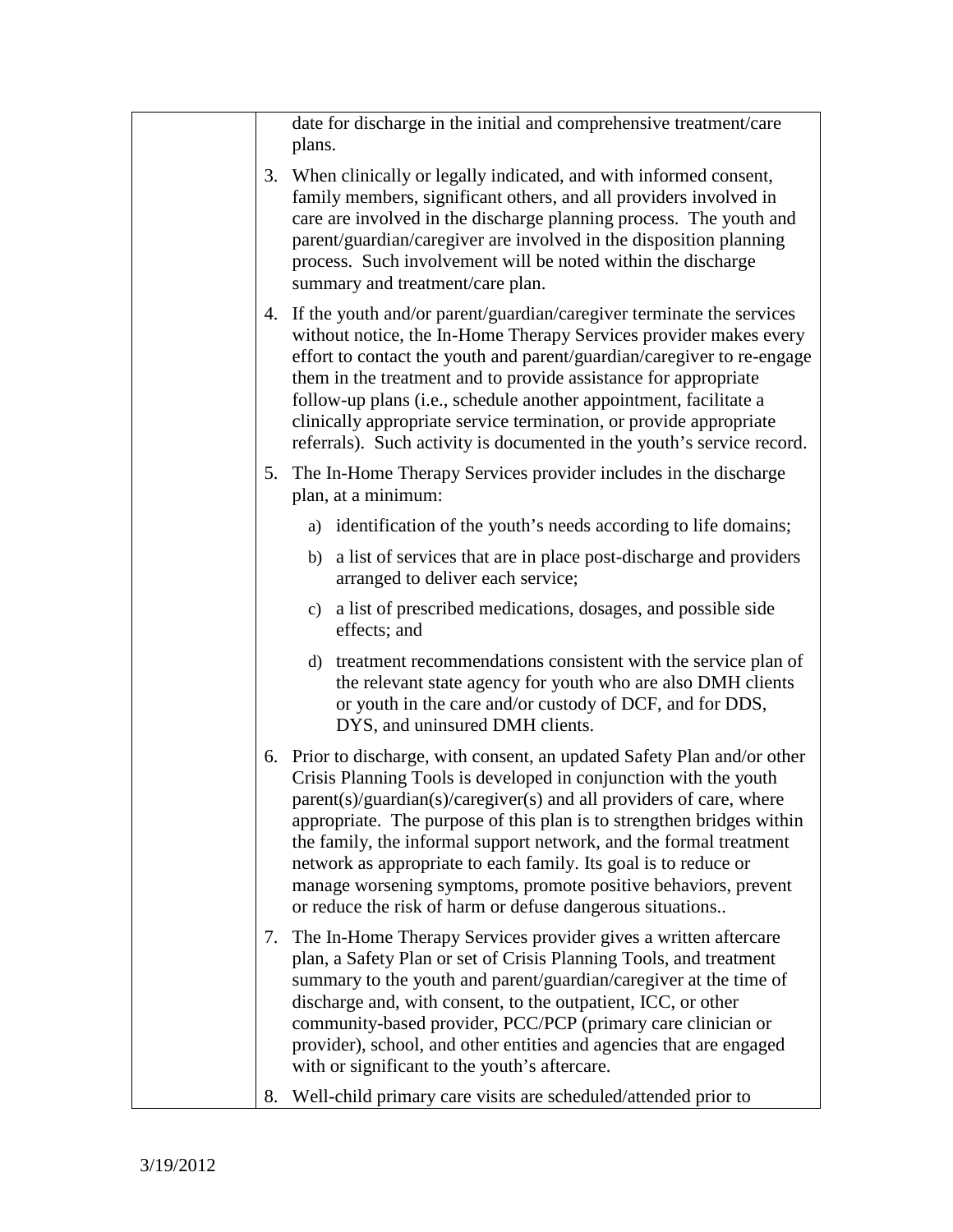| | |
|---|---|
| | date for discharge in the initial and comprehensive treatment/care plans.<br><br>3. When clinically or legally indicated, and with informed consent, family members, significant others, and all providers involved in care are involved in the discharge planning process. The youth and parent/guardian/caregiver are involved in the disposition planning process. Such involvement will be noted within the discharge summary and treatment/care plan.<br><br>4. If the youth and/or parent/guardian/caregiver terminate the services without notice, the In-Home Therapy Services provider makes every effort to contact the youth and parent/guardian/caregiver to re-engage them in the treatment and to provide assistance for appropriate follow-up plans (i.e., schedule another appointment, facilitate a clinically appropriate service termination, or provide appropriate referrals). Such activity is documented in the youth's service record.<br><br>5. The In-Home Therapy Services provider includes in the discharge plan, at a minimum:<br>a) identification of the youth's needs according to life domains;<br>b) a list of services that are in place post-discharge and providers arranged to deliver each service;<br>c) a list of prescribed medications, dosages, and possible side effects; and<br>d) treatment recommendations consistent with the service plan of the relevant state agency for youth who are also DMH clients or youth in the care and/or custody of DCF, and for DDS, DYS, and uninsured DMH clients.<br><br>6. Prior to discharge, with consent, an updated Safety Plan and/or other Crisis Planning Tools is developed in conjunction with the youth parent(s)/guardian(s)/caregiver(s) and all providers of care, where appropriate. The purpose of this plan is to strengthen bridges within the family, the informal support network, and the formal treatment network as appropriate to each family. Its goal is to reduce or manage worsening symptoms, promote positive behaviors, prevent or reduce the risk of harm or defuse dangerous situations..<br><br>7. The In-Home Therapy Services provider gives a written aftercare plan, a Safety Plan or set of Crisis Planning Tools, and treatment summary to the youth and parent/guardian/caregiver at the time of discharge and, with consent, to the outpatient, ICC, or other community-based provider, PCC/PCP (primary care clinician or provider), school, and other entities and agencies that are engaged with or significant to the youth's aftercare.<br><br>8. Well-child primary care visits are scheduled/attended prior to |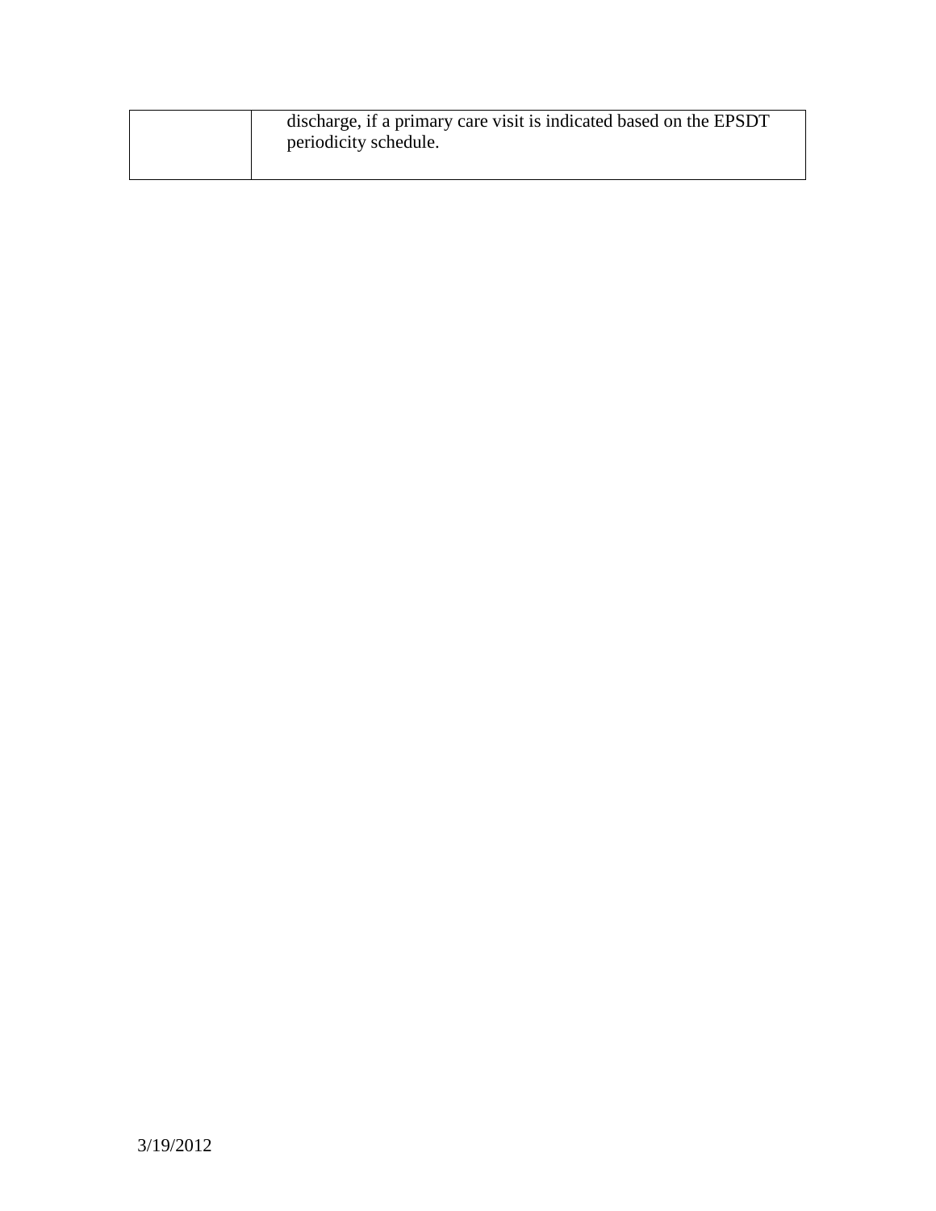| | |
|---|---|
| | discharge, if a primary care visit is indicated based on the EPSDT periodicity schedule. |

3/19/2012